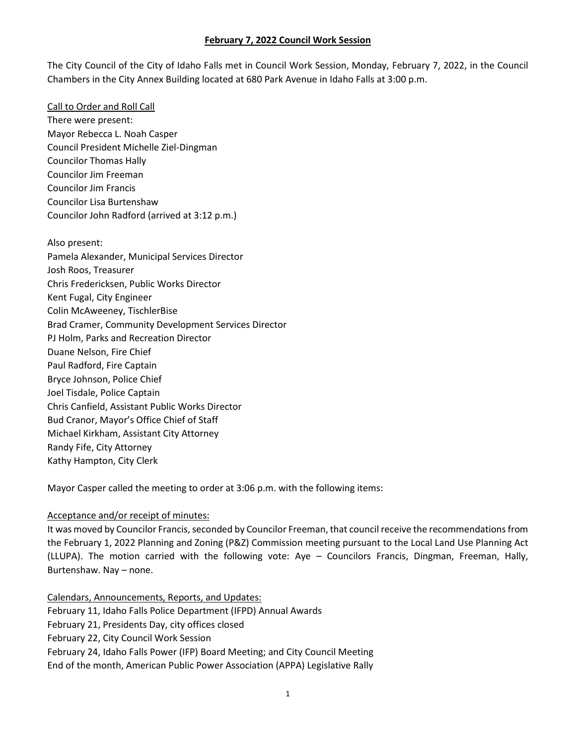**February 7, 2022 Council Work Session**

The City Council of the City of Idaho Falls met in Council Work Session, Monday, February 7, 2022, in the Council Chambers in the City Annex Building located at 680 Park Avenue in Idaho Falls at 3:00 p.m.

Call to Order and Roll Call

There were present:
Mayor Rebecca L. Noah Casper
Council President Michelle Ziel-Dingman
Councilor Thomas Hally
Councilor Jim Freeman
Councilor Jim Francis
Councilor Lisa Burtenshaw
Councilor John Radford (arrived at 3:12 p.m.)

Also present:
Pamela Alexander, Municipal Services Director
Josh Roos, Treasurer
Chris Fredericksen, Public Works Director
Kent Fugal, City Engineer
Colin McAweeney, TischlerBise
Brad Cramer, Community Development Services Director
PJ Holm, Parks and Recreation Director
Duane Nelson, Fire Chief
Paul Radford, Fire Captain
Bryce Johnson, Police Chief
Joel Tisdale, Police Captain
Chris Canfield, Assistant Public Works Director
Bud Cranor, Mayor's Office Chief of Staff
Michael Kirkham, Assistant City Attorney
Randy Fife, City Attorney
Kathy Hampton, City Clerk

Mayor Casper called the meeting to order at 3:06 p.m. with the following items:

Acceptance and/or receipt of minutes:

It was moved by Councilor Francis, seconded by Councilor Freeman, that council receive the recommendations from the February 1, 2022 Planning and Zoning (P&Z) Commission meeting pursuant to the Local Land Use Planning Act (LLUPA). The motion carried with the following vote: Aye – Councilors Francis, Dingman, Freeman, Hally, Burtenshaw. Nay – none.

Calendars, Announcements, Reports, and Updates:

February 11, Idaho Falls Police Department (IFPD) Annual Awards
February 21, Presidents Day, city offices closed
February 22, City Council Work Session
February 24, Idaho Falls Power (IFP) Board Meeting; and City Council Meeting
End of the month, American Public Power Association (APPA) Legislative Rally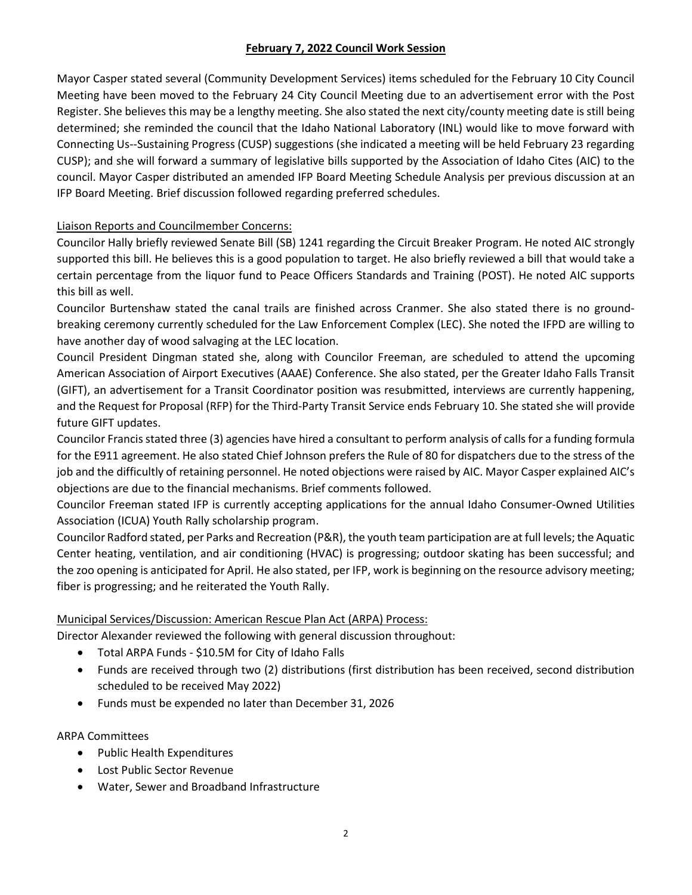**February 7, 2022 Council Work Session**

Mayor Casper stated several (Community Development Services) items scheduled for the February 10 City Council Meeting have been moved to the February 24 City Council Meeting due to an advertisement error with the Post Register. She believes this may be a lengthy meeting. She also stated the next city/county meeting date is still being determined; she reminded the council that the Idaho National Laboratory (INL) would like to move forward with Connecting Us--Sustaining Progress (CUSP) suggestions (she indicated a meeting will be held February 23 regarding CUSP); and she will forward a summary of legislative bills supported by the Association of Idaho Cites (AIC) to the council. Mayor Casper distributed an amended IFP Board Meeting Schedule Analysis per previous discussion at an IFP Board Meeting. Brief discussion followed regarding preferred schedules.

Liaison Reports and Councilmember Concerns:

Councilor Hally briefly reviewed Senate Bill (SB) 1241 regarding the Circuit Breaker Program. He noted AIC strongly supported this bill. He believes this is a good population to target. He also briefly reviewed a bill that would take a certain percentage from the liquor fund to Peace Officers Standards and Training (POST). He noted AIC supports this bill as well.

Councilor Burtenshaw stated the canal trails are finished across Cranmer. She also stated there is no ground-breaking ceremony currently scheduled for the Law Enforcement Complex (LEC). She noted the IFPD are willing to have another day of wood salvaging at the LEC location.

Council President Dingman stated she, along with Councilor Freeman, are scheduled to attend the upcoming American Association of Airport Executives (AAAE) Conference. She also stated, per the Greater Idaho Falls Transit (GIFT), an advertisement for a Transit Coordinator position was resubmitted, interviews are currently happening, and the Request for Proposal (RFP) for the Third-Party Transit Service ends February 10. She stated she will provide future GIFT updates.

Councilor Francis stated three (3) agencies have hired a consultant to perform analysis of calls for a funding formula for the E911 agreement. He also stated Chief Johnson prefers the Rule of 80 for dispatchers due to the stress of the job and the difficultly of retaining personnel. He noted objections were raised by AIC. Mayor Casper explained AIC's objections are due to the financial mechanisms. Brief comments followed.

Councilor Freeman stated IFP is currently accepting applications for the annual Idaho Consumer-Owned Utilities Association (ICUA) Youth Rally scholarship program.

Councilor Radford stated, per Parks and Recreation (P&R), the youth team participation are at full levels; the Aquatic Center heating, ventilation, and air conditioning (HVAC) is progressing; outdoor skating has been successful; and the zoo opening is anticipated for April. He also stated, per IFP, work is beginning on the resource advisory meeting; fiber is progressing; and he reiterated the Youth Rally.

Municipal Services/Discussion: American Rescue Plan Act (ARPA) Process:

Director Alexander reviewed the following with general discussion throughout:

- Total ARPA Funds - $10.5M for City of Idaho Falls
- Funds are received through two (2) distributions (first distribution has been received, second distribution scheduled to be received May 2022)
- Funds must be expended no later than December 31, 2026

ARPA Committees

- Public Health Expenditures
- Lost Public Sector Revenue
- Water, Sewer and Broadband Infrastructure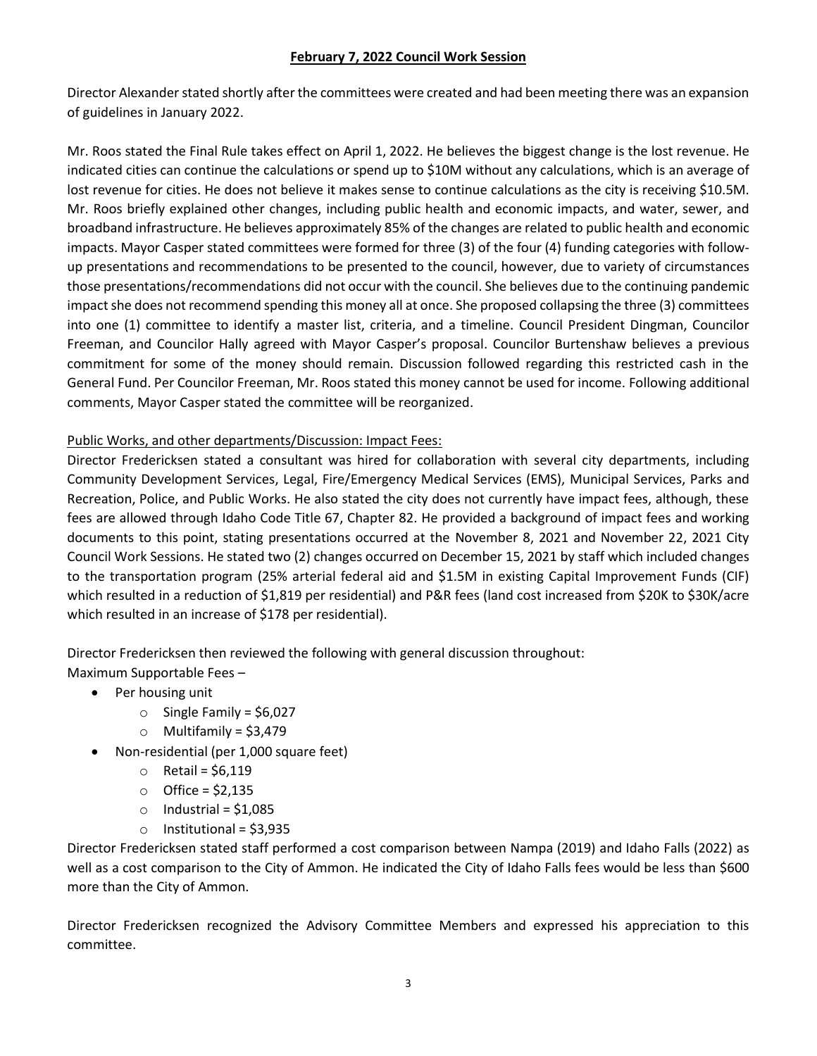**February 7, 2022 Council Work Session**

Director Alexander stated shortly after the committees were created and had been meeting there was an expansion of guidelines in January 2022.

Mr. Roos stated the Final Rule takes effect on April 1, 2022. He believes the biggest change is the lost revenue. He indicated cities can continue the calculations or spend up to $10M without any calculations, which is an average of lost revenue for cities. He does not believe it makes sense to continue calculations as the city is receiving $10.5M. Mr. Roos briefly explained other changes, including public health and economic impacts, and water, sewer, and broadband infrastructure. He believes approximately 85% of the changes are related to public health and economic impacts. Mayor Casper stated committees were formed for three (3) of the four (4) funding categories with follow-up presentations and recommendations to be presented to the council, however, due to variety of circumstances those presentations/recommendations did not occur with the council. She believes due to the continuing pandemic impact she does not recommend spending this money all at once. She proposed collapsing the three (3) committees into one (1) committee to identify a master list, criteria, and a timeline. Council President Dingman, Councilor Freeman, and Councilor Hally agreed with Mayor Casper's proposal. Councilor Burtenshaw believes a previous commitment for some of the money should remain. Discussion followed regarding this restricted cash in the General Fund. Per Councilor Freeman, Mr. Roos stated this money cannot be used for income. Following additional comments, Mayor Casper stated the committee will be reorganized.

Public Works, and other departments/Discussion: Impact Fees:

Director Fredericksen stated a consultant was hired for collaboration with several city departments, including Community Development Services, Legal, Fire/Emergency Medical Services (EMS), Municipal Services, Parks and Recreation, Police, and Public Works. He also stated the city does not currently have impact fees, although, these fees are allowed through Idaho Code Title 67, Chapter 82. He provided a background of impact fees and working documents to this point, stating presentations occurred at the November 8, 2021 and November 22, 2021 City Council Work Sessions. He stated two (2) changes occurred on December 15, 2021 by staff which included changes to the transportation program (25% arterial federal aid and $1.5M in existing Capital Improvement Funds (CIF) which resulted in a reduction of $1,819 per residential) and P&R fees (land cost increased from $20K to $30K/acre which resulted in an increase of $178 per residential).

Director Fredericksen then reviewed the following with general discussion throughout:

Maximum Supportable Fees –

- Per housing unit
  - Single Family = $6,027
  - Multifamily = $3,479
- Non-residential (per 1,000 square feet)
  - Retail = $6,119
  - Office = $2,135
  - Industrial = $1,085
  - Institutional = $3,935

Director Fredericksen stated staff performed a cost comparison between Nampa (2019) and Idaho Falls (2022) as well as a cost comparison to the City of Ammon. He indicated the City of Idaho Falls fees would be less than $600 more than the City of Ammon.

Director Fredericksen recognized the Advisory Committee Members and expressed his appreciation to this committee.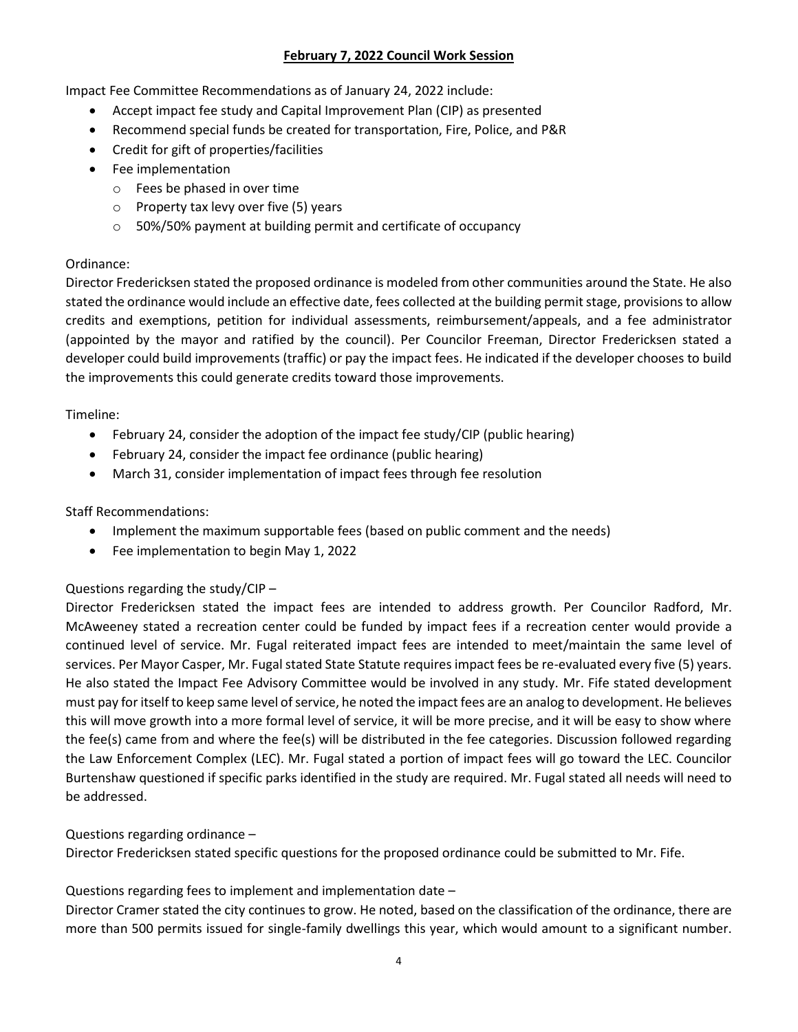**February 7, 2022 Council Work Session**

Impact Fee Committee Recommendations as of January 24, 2022 include:

- Accept impact fee study and Capital Improvement Plan (CIP) as presented
- Recommend special funds be created for transportation, Fire, Police, and P&R
- Credit for gift of properties/facilities
- Fee implementation
  - Fees be phased in over time
  - Property tax levy over five (5) years
  - 50%/50% payment at building permit and certificate of occupancy

Ordinance:

Director Fredericksen stated the proposed ordinance is modeled from other communities around the State. He also stated the ordinance would include an effective date, fees collected at the building permit stage, provisions to allow credits and exemptions, petition for individual assessments, reimbursement/appeals, and a fee administrator (appointed by the mayor and ratified by the council). Per Councilor Freeman, Director Fredericksen stated a developer could build improvements (traffic) or pay the impact fees. He indicated if the developer chooses to build the improvements this could generate credits toward those improvements.

Timeline:

- February 24, consider the adoption of the impact fee study/CIP (public hearing)
- February 24, consider the impact fee ordinance (public hearing)
- March 31, consider implementation of impact fees through fee resolution

Staff Recommendations:

- Implement the maximum supportable fees (based on public comment and the needs)
- Fee implementation to begin May 1, 2022

Questions regarding the study/CIP –

Director Fredericksen stated the impact fees are intended to address growth. Per Councilor Radford, Mr. McAweeney stated a recreation center could be funded by impact fees if a recreation center would provide a continued level of service. Mr. Fugal reiterated impact fees are intended to meet/maintain the same level of services. Per Mayor Casper, Mr. Fugal stated State Statute requires impact fees be re-evaluated every five (5) years. He also stated the Impact Fee Advisory Committee would be involved in any study. Mr. Fife stated development must pay for itself to keep same level of service, he noted the impact fees are an analog to development. He believes this will move growth into a more formal level of service, it will be more precise, and it will be easy to show where the fee(s) came from and where the fee(s) will be distributed in the fee categories. Discussion followed regarding the Law Enforcement Complex (LEC). Mr. Fugal stated a portion of impact fees will go toward the LEC. Councilor Burtenshaw questioned if specific parks identified in the study are required. Mr. Fugal stated all needs will need to be addressed.

Questions regarding ordinance –

Director Fredericksen stated specific questions for the proposed ordinance could be submitted to Mr. Fife.

Questions regarding fees to implement and implementation date –

Director Cramer stated the city continues to grow. He noted, based on the classification of the ordinance, there are more than 500 permits issued for single-family dwellings this year, which would amount to a significant number.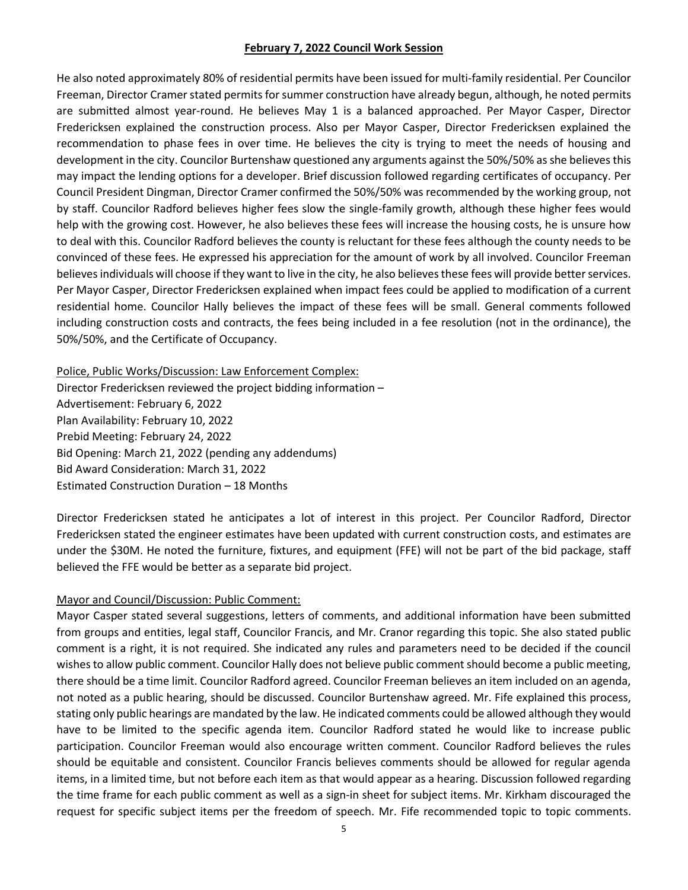**February 7, 2022 Council Work Session**

He also noted approximately 80% of residential permits have been issued for multi-family residential. Per Councilor Freeman, Director Cramer stated permits for summer construction have already begun, although, he noted permits are submitted almost year-round. He believes May 1 is a balanced approached. Per Mayor Casper, Director Fredericksen explained the construction process. Also per Mayor Casper, Director Fredericksen explained the recommendation to phase fees in over time. He believes the city is trying to meet the needs of housing and development in the city. Councilor Burtenshaw questioned any arguments against the 50%/50% as she believes this may impact the lending options for a developer. Brief discussion followed regarding certificates of occupancy. Per Council President Dingman, Director Cramer confirmed the 50%/50% was recommended by the working group, not by staff. Councilor Radford believes higher fees slow the single-family growth, although these higher fees would help with the growing cost. However, he also believes these fees will increase the housing costs, he is unsure how to deal with this. Councilor Radford believes the county is reluctant for these fees although the county needs to be convinced of these fees. He expressed his appreciation for the amount of work by all involved. Councilor Freeman believes individuals will choose if they want to live in the city, he also believes these fees will provide better services. Per Mayor Casper, Director Fredericksen explained when impact fees could be applied to modification of a current residential home. Councilor Hally believes the impact of these fees will be small. General comments followed including construction costs and contracts, the fees being included in a fee resolution (not in the ordinance), the 50%/50%, and the Certificate of Occupancy.

Police, Public Works/Discussion: Law Enforcement Complex:

Director Fredericksen reviewed the project bidding information –
Advertisement: February 6, 2022
Plan Availability: February 10, 2022
Prebid Meeting: February 24, 2022
Bid Opening: March 21, 2022 (pending any addendums)
Bid Award Consideration: March 31, 2022
Estimated Construction Duration – 18 Months

Director Fredericksen stated he anticipates a lot of interest in this project. Per Councilor Radford, Director Fredericksen stated the engineer estimates have been updated with current construction costs, and estimates are under the $30M. He noted the furniture, fixtures, and equipment (FFE) will not be part of the bid package, staff believed the FFE would be better as a separate bid project.

Mayor and Council/Discussion: Public Comment:

Mayor Casper stated several suggestions, letters of comments, and additional information have been submitted from groups and entities, legal staff, Councilor Francis, and Mr. Cranor regarding this topic. She also stated public comment is a right, it is not required. She indicated any rules and parameters need to be decided if the council wishes to allow public comment. Councilor Hally does not believe public comment should become a public meeting, there should be a time limit. Councilor Radford agreed. Councilor Freeman believes an item included on an agenda, not noted as a public hearing, should be discussed. Councilor Burtenshaw agreed. Mr. Fife explained this process, stating only public hearings are mandated by the law. He indicated comments could be allowed although they would have to be limited to the specific agenda item. Councilor Radford stated he would like to increase public participation. Councilor Freeman would also encourage written comment. Councilor Radford believes the rules should be equitable and consistent. Councilor Francis believes comments should be allowed for regular agenda items, in a limited time, but not before each item as that would appear as a hearing. Discussion followed regarding the time frame for each public comment as well as a sign-in sheet for subject items. Mr. Kirkham discouraged the request for specific subject items per the freedom of speech. Mr. Fife recommended topic to topic comments.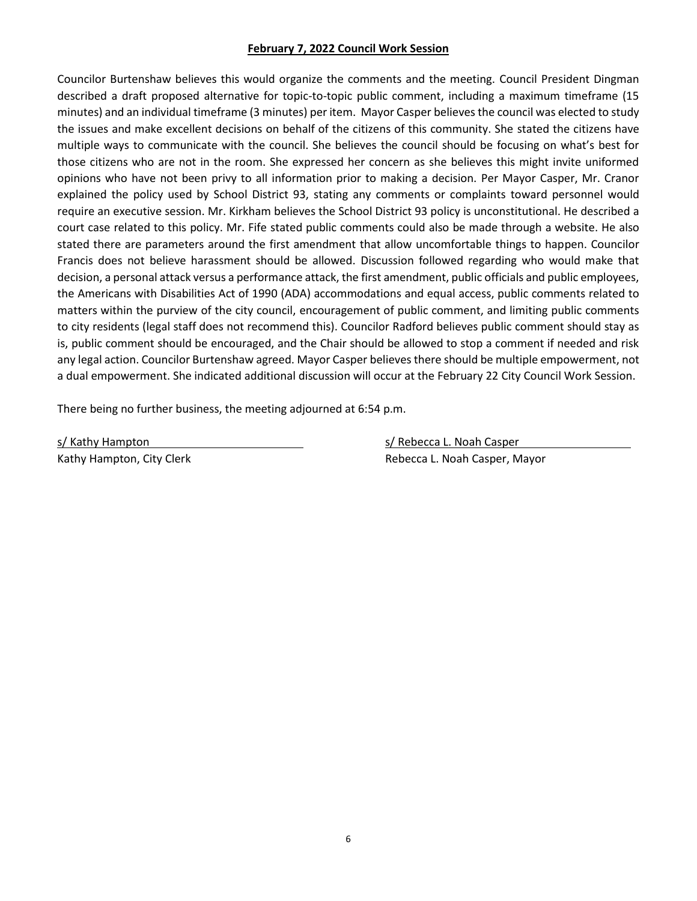**February 7, 2022 Council Work Session**

Councilor Burtenshaw believes this would organize the comments and the meeting. Council President Dingman described a draft proposed alternative for topic-to-topic public comment, including a maximum timeframe (15 minutes) and an individual timeframe (3 minutes) per item. Mayor Casper believes the council was elected to study the issues and make excellent decisions on behalf of the citizens of this community. She stated the citizens have multiple ways to communicate with the council. She believes the council should be focusing on what's best for those citizens who are not in the room. She expressed her concern as she believes this might invite uniformed opinions who have not been privy to all information prior to making a decision. Per Mayor Casper, Mr. Cranor explained the policy used by School District 93, stating any comments or complaints toward personnel would require an executive session. Mr. Kirkham believes the School District 93 policy is unconstitutional. He described a court case related to this policy. Mr. Fife stated public comments could also be made through a website. He also stated there are parameters around the first amendment that allow uncomfortable things to happen. Councilor Francis does not believe harassment should be allowed. Discussion followed regarding who would make that decision, a personal attack versus a performance attack, the first amendment, public officials and public employees, the Americans with Disabilities Act of 1990 (ADA) accommodations and equal access, public comments related to matters within the purview of the city council, encouragement of public comment, and limiting public comments to city residents (legal staff does not recommend this). Councilor Radford believes public comment should stay as is, public comment should be encouraged, and the Chair should be allowed to stop a comment if needed and risk any legal action. Councilor Burtenshaw agreed. Mayor Casper believes there should be multiple empowerment, not a dual empowerment. She indicated additional discussion will occur at the February 22 City Council Work Session.

There being no further business, the meeting adjourned at 6:54 p.m.

s/ Kathy Hampton
Kathy Hampton, City Clerk

s/ Rebecca L. Noah Casper
Rebecca L. Noah Casper, Mayor